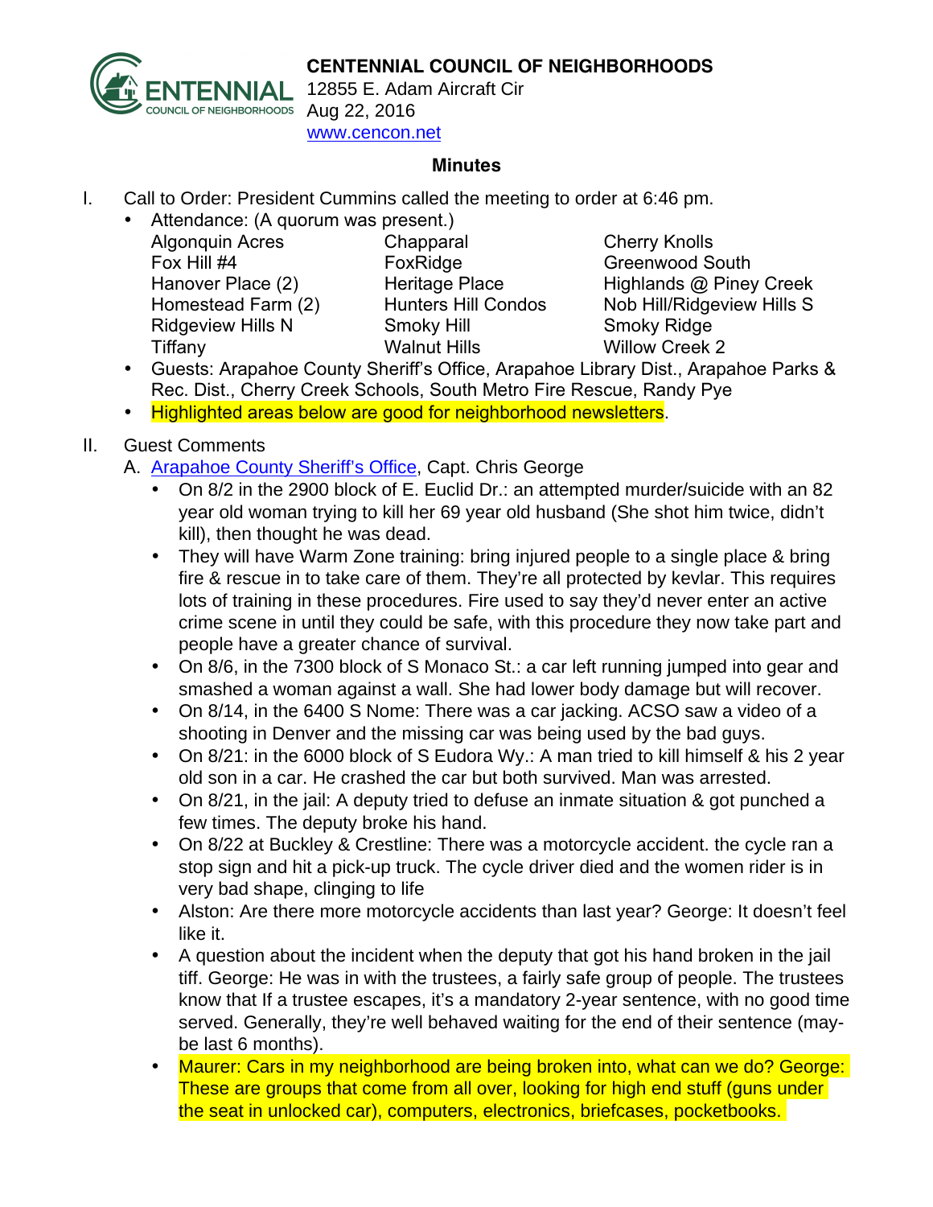**CENTENNIAL COUNCIL OF NEIGHBORHOODS**
12855 E. Adam Aircraft Cir
Aug 22, 2016
www.cencon.net

## Minutes

I. Call to Order: President Cummins called the meeting to order at 6:46 pm.
   - Attendance: (A quorum was present.)

| | | |
|---|---|---|
| Algonquin Acres | Chapparal | Cherry Knolls |
| Fox Hill #4 | FoxRidge | Greenwood South |
| Hanover Place (2) | Heritage Place | Highlands @ Piney Creek |
| Homestead Farm (2) | Hunters Hill Condos | Nob Hill/Ridgeview Hills S |
| Ridgeview Hills N | Smoky Hill | Smoky Ridge |
| Tiffany | Walnut Hills | Willow Creek 2 |

   - Guests: Arapahoe County Sheriff's Office, Arapahoe Library Dist., Arapahoe Parks & Rec. Dist., Cherry Creek Schools, South Metro Fire Rescue, Randy Pye
   - Highlighted areas below are good for neighborhood newsletters.

II. Guest Comments
   A. Arapahoe County Sheriff's Office, Capt. Chris George
   - On 8/2 in the 2900 block of E. Euclid Dr.: an attempted murder/suicide with an 82 year old woman trying to kill her 69 year old husband (She shot him twice, didn't kill), then thought he was dead.
   - They will have Warm Zone training: bring injured people to a single place & bring fire & rescue in to take care of them. They're all protected by kevlar. This requires lots of training in these procedures. Fire used to say they'd never enter an active crime scene in until they could be safe, with this procedure they now take part and people have a greater chance of survival.
   - On 8/6, in the 7300 block of S Monaco St.: a car left running jumped into gear and smashed a woman against a wall. She had lower body damage but will recover.
   - On 8/14, in the 6400 S Nome: There was a car jacking. ACSO saw a video of a shooting in Denver and the missing car was being used by the bad guys.
   - On 8/21: in the 6000 block of S Eudora Wy.: A man tried to kill himself & his 2 year old son in a car. He crashed the car but both survived. Man was arrested.
   - On 8/21, in the jail: A deputy tried to defuse an inmate situation & got punched a few times. The deputy broke his hand.
   - On 8/22 at Buckley & Crestline: There was a motorcycle accident. the cycle ran a stop sign and hit a pick-up truck. The cycle driver died and the women rider is in very bad shape, clinging to life
   - Alston: Are there more motorcycle accidents than last year? George: It doesn't feel like it.
   - A question about the incident when the deputy that got his hand broken in the jail tiff. George: He was in with the trustees, a fairly safe group of people. The trustees know that If a trustee escapes, it's a mandatory 2-year sentence, with no good time served. Generally, they're well behaved waiting for the end of their sentence (may-be last 6 months).
   - Maurer: Cars in my neighborhood are being broken into, what can we do? George: These are groups that come from all over, looking for high end stuff (guns under the seat in unlocked car), computers, electronics, briefcases, pocketbooks.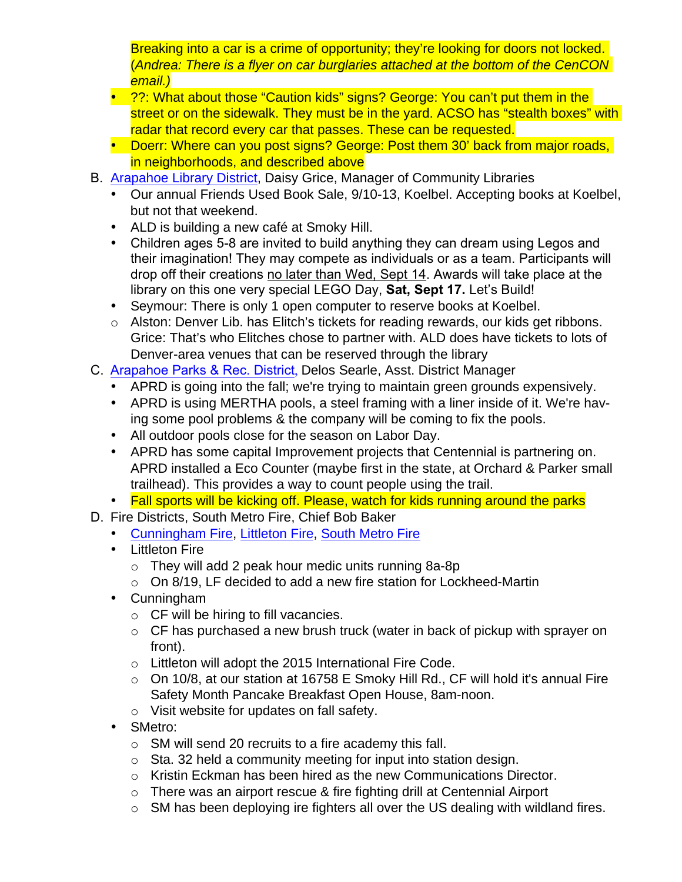Breaking into a car is a crime of opportunity; they're looking for doors not locked. (*Andrea: There is a flyer on car burglaries attached at the bottom of the CenCON email.)*

- ??: What about those "Caution kids" signs? George: You can't put them in the street or on the sidewalk. They must be in the yard. ACSO has "stealth boxes" with radar that record every car that passes. These can be requested.
- Doerr: Where can you post signs? George: Post them 30' back from major roads, in neighborhoods, and described above

B. [Arapahoe Library District](), Daisy Grice, Manager of Community Libraries

- Our annual Friends Used Book Sale, 9/10-13, Koelbel. Accepting books at Koelbel, but not that weekend.
- ALD is building a new café at Smoky Hill.
- Children ages 5-8 are invited to build anything they can dream using Legos and their imagination! They may compete as individuals or as a team. Participants will drop off their creations no later than Wed, Sept 14. Awards will take place at the library on this one very special LEGO Day, **Sat, Sept 17.** Let's Build!
- Seymour: There is only 1 open computer to reserve books at Koelbel.
  - Alston: Denver Lib. has Elitch's tickets for reading rewards, our kids get ribbons. Grice: That's who Elitches chose to partner with. ALD does have tickets to lots of Denver-area venues that can be reserved through the library

C. [Arapahoe Parks & Rec. District](), Delos Searle, Asst. District Manager

- APRD is going into the fall; we're trying to maintain green grounds expensively.
- APRD is using MERTHA pools, a steel framing with a liner inside of it. We're having some pool problems & the company will be coming to fix the pools.
- All outdoor pools close for the season on Labor Day.
- APRD has some capital Improvement projects that Centennial is partnering on. APRD installed a Eco Counter (maybe first in the state, at Orchard & Parker small trailhead). This provides a way to count people using the trail.
- Fall sports will be kicking off. Please, watch for kids running around the parks

D. Fire Districts, South Metro Fire, Chief Bob Baker

- [Cunningham Fire](), [Littleton Fire](), [South Metro Fire]()
- Littleton Fire
  - They will add 2 peak hour medic units running 8a-8p
  - On 8/19, LF decided to add a new fire station for Lockheed-Martin
- Cunningham
  - CF will be hiring to fill vacancies.
  - CF has purchased a new brush truck (water in back of pickup with sprayer on front).
  - Littleton will adopt the 2015 International Fire Code.
  - On 10/8, at our station at 16758 E Smoky Hill Rd., CF will hold it's annual Fire Safety Month Pancake Breakfast Open House, 8am-noon.
  - Visit website for updates on fall safety.
- SMetro:
  - SM will send 20 recruits to a fire academy this fall.
  - Sta. 32 held a community meeting for input into station design.
  - Kristin Eckman has been hired as the new Communications Director.
  - There was an airport rescue & fire fighting drill at Centennial Airport
  - SM has been deploying ire fighters all over the US dealing with wildland fires.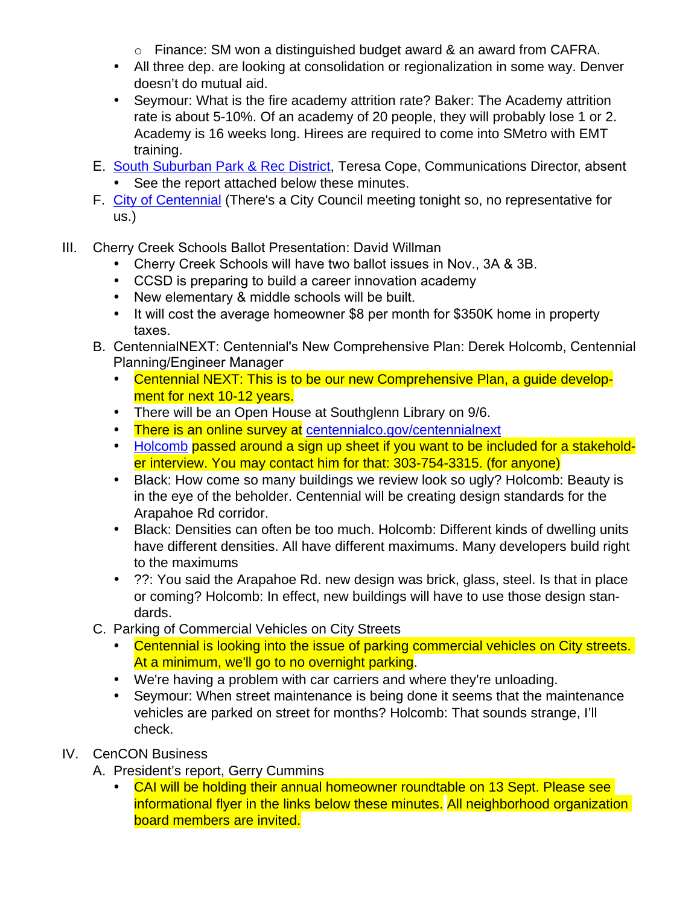- Finance: SM won a distinguished budget award & an award from CAFRA.

- All three dep. are looking at consolidation or regionalization in some way. Denver doesn't do mutual aid.
- Seymour: What is the fire academy attrition rate? Baker: The Academy attrition rate is about 5-10%. Of an academy of 20 people, they will probably lose 1 or 2. Academy is 16 weeks long. Hirees are required to come into SMetro with EMT training.

E. [South Suburban Park & Rec District](), Teresa Cope, Communications Director, absent

- See the report attached below these minutes.

F. [City of Centennial]() (There's a City Council meeting tonight so, no representative for us.)

III. Cherry Creek Schools Ballot Presentation: David Willman

- Cherry Creek Schools will have two ballot issues in Nov., 3A & 3B.
- CCSD is preparing to build a career innovation academy
- New elementary & middle schools will be built.
- It will cost the average homeowner $8 per month for $350K home in property taxes.

B. CentennialNEXT: Centennial's New Comprehensive Plan: Derek Holcomb, Centennial Planning/Engineer Manager

- Centennial NEXT: This is to be our new Comprehensive Plan, a guide development for next 10-12 years.
- There will be an Open House at Southglenn Library on 9/6.
- There is an online survey at [centennialco.gov/centennialnext]()
- [Holcomb]() passed around a sign up sheet if you want to be included for a stakeholder interview. You may contact him for that: 303-754-3315. (for anyone)
- Black: How come so many buildings we review look so ugly? Holcomb: Beauty is in the eye of the beholder. Centennial will be creating design standards for the Arapahoe Rd corridor.
- Black: Densities can often be too much. Holcomb: Different kinds of dwelling units have different densities. All have different maximums. Many developers build right to the maximums
- ??: You said the Arapahoe Rd. new design was brick, glass, steel. Is that in place or coming? Holcomb: In effect, new buildings will have to use those design standards.

C. Parking of Commercial Vehicles on City Streets

- Centennial is looking into the issue of parking commercial vehicles on City streets. At a minimum, we'll go to no overnight parking.
- We're having a problem with car carriers and where they're unloading.
- Seymour: When street maintenance is being done it seems that the maintenance vehicles are parked on street for months? Holcomb: That sounds strange, I'll check.

IV. CenCON Business

A. President's report, Gerry Cummins

- CAI will be holding their annual homeowner roundtable on 13 Sept. Please see informational flyer in the links below these minutes. All neighborhood organization board members are invited.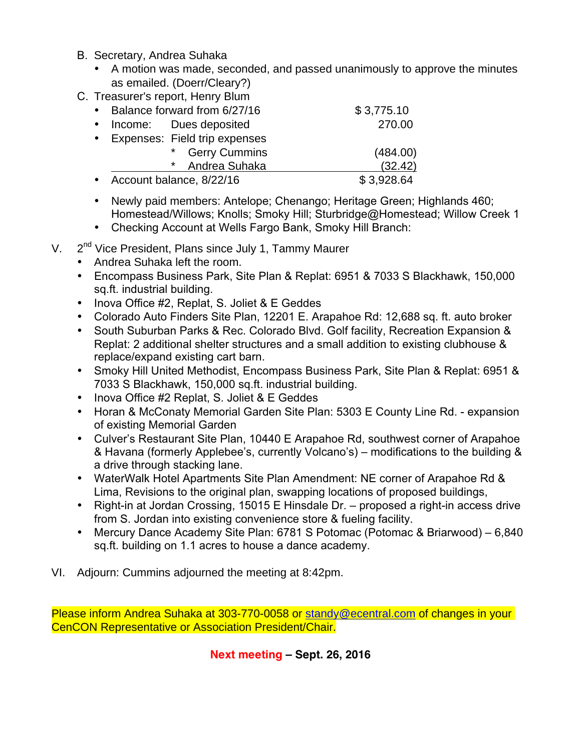B. Secretary, Andrea Suhaka
   - A motion was made, seconded, and passed unanimously to approve the minutes as emailed. (Doerr/Cleary?)

C. Treasurer's report, Henry Blum

| | | |
|---|---|---|
| • Balance forward from 6/27/16 | | $ 3,775.10 |
| • Income: | Dues deposited | 270.00 |
| • Expenses: | Field trip expenses | |
| | * Gerry Cummins | (484.00) |
| | * Andrea Suhaka | (32.42) |
| • Account balance, 8/22/16 | | $ 3,928.64 |

   - Newly paid members: Antelope; Chenango; Heritage Green; Highlands 460; Homestead/Willows; Knolls; Smoky Hill; Sturbridge@Homestead; Willow Creek 1
   - Checking Account at Wells Fargo Bank, Smoky Hill Branch:

V. 2nd Vice President, Plans since July 1, Tammy Maurer
   - Andrea Suhaka left the room.
   - Encompass Business Park, Site Plan & Replat: 6951 & 7033 S Blackhawk, 150,000 sq.ft. industrial building.
   - Inova Office #2, Replat, S. Joliet & E Geddes
   - Colorado Auto Finders Site Plan, 12201 E. Arapahoe Rd: 12,688 sq. ft. auto broker
   - South Suburban Parks & Rec. Colorado Blvd. Golf facility, Recreation Expansion & Replat: 2 additional shelter structures and a small addition to existing clubhouse & replace/expand existing cart barn.
   - Smoky Hill United Methodist, Encompass Business Park, Site Plan & Replat: 6951 & 7033 S Blackhawk, 150,000 sq.ft. industrial building.
   - Inova Office #2 Replat, S. Joliet & E Geddes
   - Horan & McConaty Memorial Garden Site Plan: 5303 E County Line Rd. - expansion of existing Memorial Garden
   - Culver's Restaurant Site Plan, 10440 E Arapahoe Rd, southwest corner of Arapahoe & Havana (formerly Applebee's, currently Volcano's) – modifications to the building & a drive through stacking lane.
   - WaterWalk Hotel Apartments Site Plan Amendment: NE corner of Arapahoe Rd & Lima, Revisions to the original plan, swapping locations of proposed buildings,
   - Right-in at Jordan Crossing, 15015 E Hinsdale Dr. – proposed a right-in access drive from S. Jordan into existing convenience store & fueling facility.
   - Mercury Dance Academy Site Plan: 6781 S Potomac (Potomac & Briarwood) – 6,840 sq.ft. building on 1.1 acres to house a dance academy.

VI. Adjourn: Cummins adjourned the meeting at 8:42pm.

Please inform Andrea Suhaka at 303-770-0058 or standy@ecentral.com of changes in your CenCON Representative or Association President/Chair.

**Next meeting – Sept. 26, 2016**